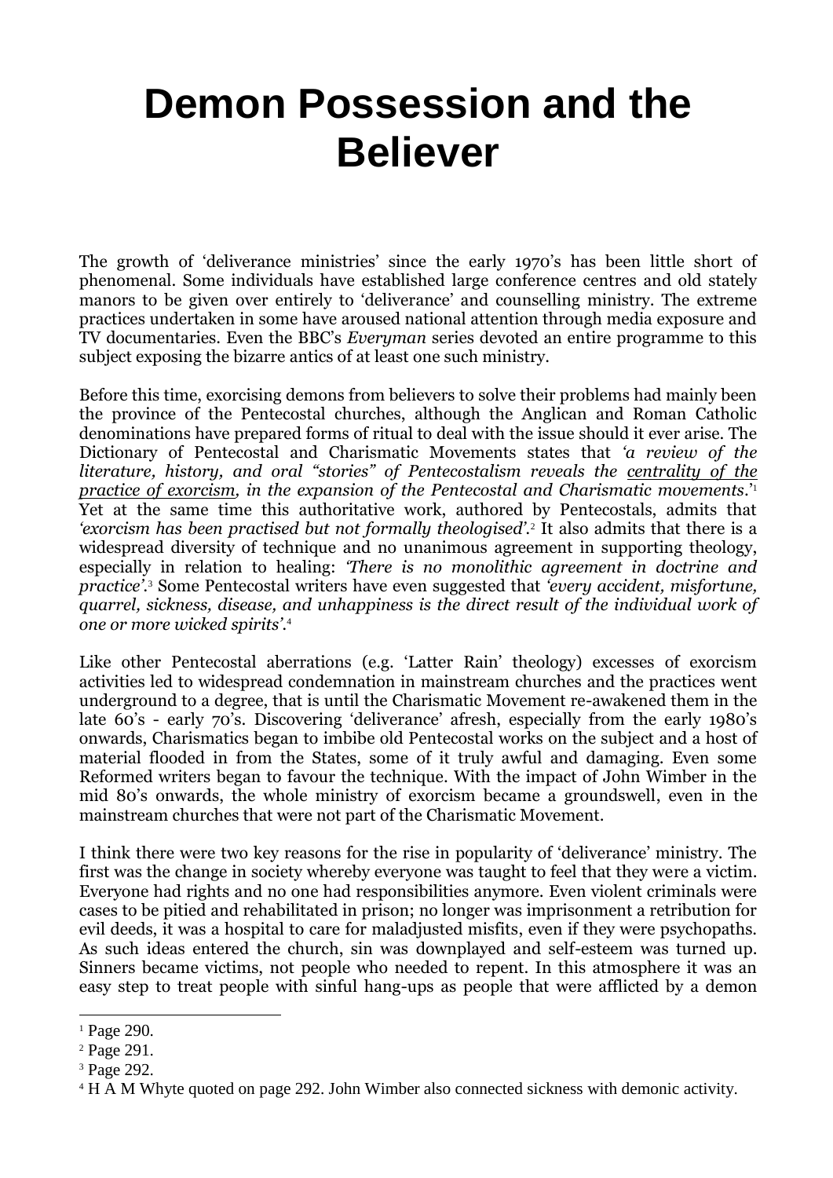# Demon Possession and the Believer

The growth of 'deliverance ministries' since the early 1970's has been little short of phenomenal. Some individuals have established large conference centres and old stately manors to be given over entirely to 'deliverance' and counselling ministry. The extreme practices undertaken in some have aroused national attention through media exposure and TV documentaries. Even the BBC's *Everyman* series devoted an entire programme to this subject exposing the bizarre antics of at least one such ministry.

Before this time, exorcising demons from believers to solve their problems had mainly been the province of the Pentecostal churches, although the Anglican and Roman Catholic denominations have prepared forms of ritual to deal with the issue should it ever arise. The Dictionary of Pentecostal and Charismatic Movements states that *'a review of the literature, history, and oral "stories" of Pentecostalism reveals the centrality of the practice of exorcism, in the expansion of the Pentecostal and Charismatic movements*.'[1] Yet at the same time this authoritative work, authored by Pentecostals, admits that *'exorcism has been practised but not formally theologised'*.[2] It also admits that there is a widespread diversity of technique and no unanimous agreement in supporting theology, especially in relation to healing: *'There is no monolithic agreement in doctrine and practice'*.[3] Some Pentecostal writers have even suggested that *'every accident, misfortune, quarrel, sickness, disease, and unhappiness is the direct result of the individual work of one or more wicked spirits'*.[4]

Like other Pentecostal aberrations (e.g. 'Latter Rain' theology) excesses of exorcism activities led to widespread condemnation in mainstream churches and the practices went underground to a degree, that is until the Charismatic Movement re-awakened them in the late 60's - early 70's. Discovering 'deliverance' afresh, especially from the early 1980's onwards, Charismatics began to imbibe old Pentecostal works on the subject and a host of material flooded in from the States, some of it truly awful and damaging. Even some Reformed writers began to favour the technique. With the impact of John Wimber in the mid 80's onwards, the whole ministry of exorcism became a groundswell, even in the mainstream churches that were not part of the Charismatic Movement.

I think there were two key reasons for the rise in popularity of 'deliverance' ministry. The first was the change in society whereby everyone was taught to feel that they were a victim. Everyone had rights and no one had responsibilities anymore. Even violent criminals were cases to be pitied and rehabilitated in prison; no longer was imprisonment a retribution for evil deeds, it was a hospital to care for maladjusted misfits, even if they were psychopaths. As such ideas entered the church, sin was downplayed and self-esteem was turned up. Sinners became victims, not people who needed to repent. In this atmosphere it was an easy step to treat people with sinful hang-ups as people that were afflicted by a demon

---

[1] Page 290.

[2] Page 291.

[3] Page 292.

[4] H A M Whyte quoted on page 292. John Wimber also connected sickness with demonic activity.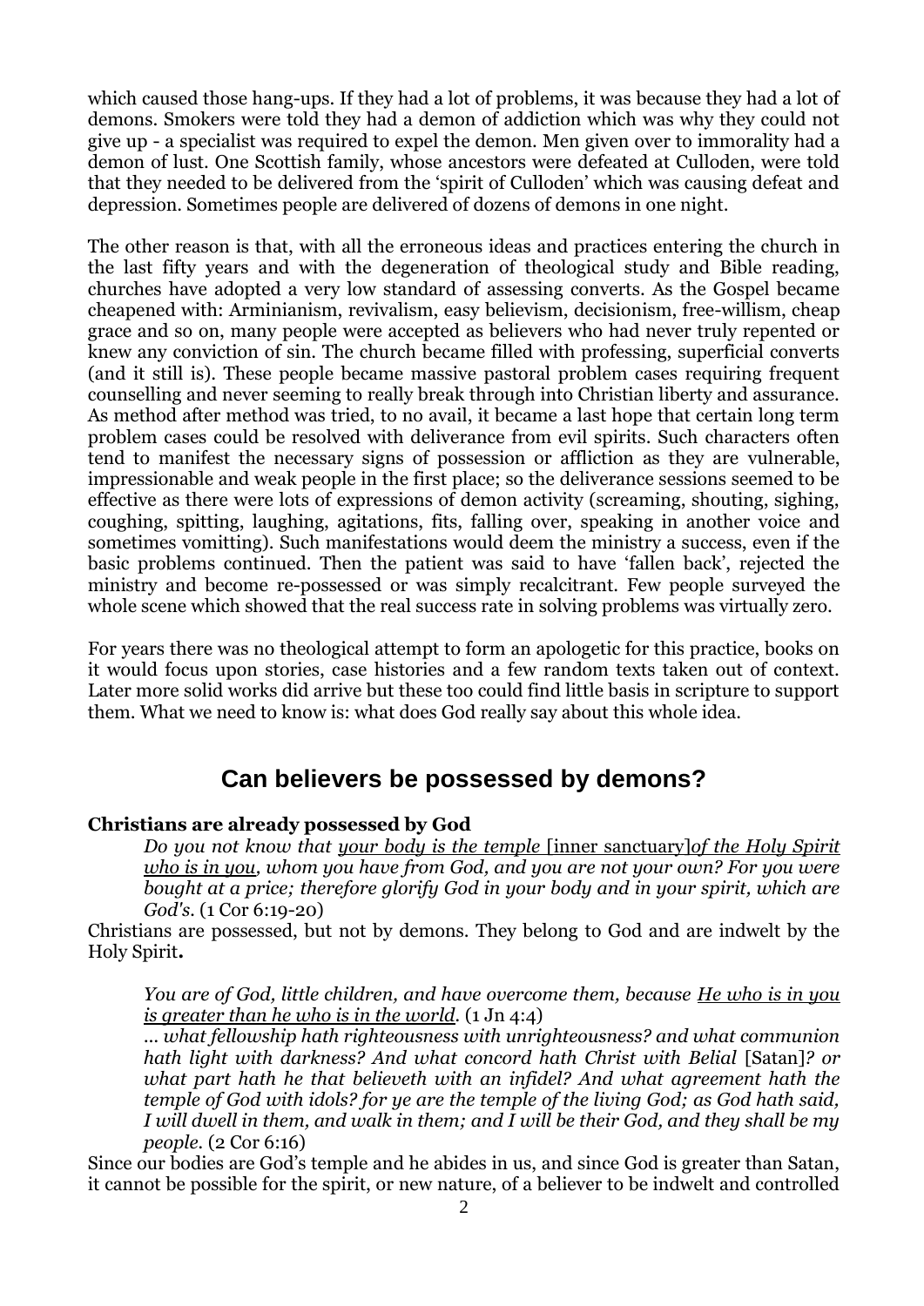which caused those hang-ups. If they had a lot of problems, it was because they had a lot of demons. Smokers were told they had a demon of addiction which was why they could not give up - a specialist was required to expel the demon. Men given over to immorality had a demon of lust. One Scottish family, whose ancestors were defeated at Culloden, were told that they needed to be delivered from the 'spirit of Culloden' which was causing defeat and depression. Sometimes people are delivered of dozens of demons in one night.

The other reason is that, with all the erroneous ideas and practices entering the church in the last fifty years and with the degeneration of theological study and Bible reading, churches have adopted a very low standard of assessing converts. As the Gospel became cheapened with: Arminianism, revivalism, easy believism, decisionism, free-willism, cheap grace and so on, many people were accepted as believers who had never truly repented or knew any conviction of sin. The church became filled with professing, superficial converts (and it still is). These people became massive pastoral problem cases requiring frequent counselling and never seeming to really break through into Christian liberty and assurance. As method after method was tried, to no avail, it became a last hope that certain long term problem cases could be resolved with deliverance from evil spirits. Such characters often tend to manifest the necessary signs of possession or affliction as they are vulnerable, impressionable and weak people in the first place; so the deliverance sessions seemed to be effective as there were lots of expressions of demon activity (screaming, shouting, sighing, coughing, spitting, laughing, agitations, fits, falling over, speaking in another voice and sometimes vomitting). Such manifestations would deem the ministry a success, even if the basic problems continued. Then the patient was said to have 'fallen back', rejected the ministry and become re-possessed or was simply recalcitrant. Few people surveyed the whole scene which showed that the real success rate in solving problems was virtually zero.

For years there was no theological attempt to form an apologetic for this practice, books on it would focus upon stories, case histories and a few random texts taken out of context. Later more solid works did arrive but these too could find little basis in scripture to support them. What we need to know is: what does God really say about this whole idea.

## Can believers be possessed by demons?

**Christians are already possessed by God**

> *Do you not know that <u>your body is the temple</u>* [inner sanctuary]*<u>of the Holy Spirit who is in you</u>, whom you have from God, and you are not your own? For you were bought at a price; therefore glorify God in your body and in your spirit, which are God's.* (1 Cor 6:19-20)

Christians are possessed, but not by demons. They belong to God and are indwelt by the Holy Spirit**.**

> *You are of God, little children, and have overcome them, because <u>He who is in you is greater than he who is in the world</u>.* (1 Jn 4:4)
>
> *... what fellowship hath righteousness with unrighteousness? and what communion hath light with darkness? And what concord hath Christ with Belial* [Satan]*? or what part hath he that believeth with an infidel? And what agreement hath the temple of God with idols? for ye are the temple of the living God; as God hath said, I will dwell in them, and walk in them; and I will be their God, and they shall be my people.* (2 Cor 6:16)

Since our bodies are God's temple and he abides in us, and since God is greater than Satan, it cannot be possible for the spirit, or new nature, of a believer to be indwelt and controlled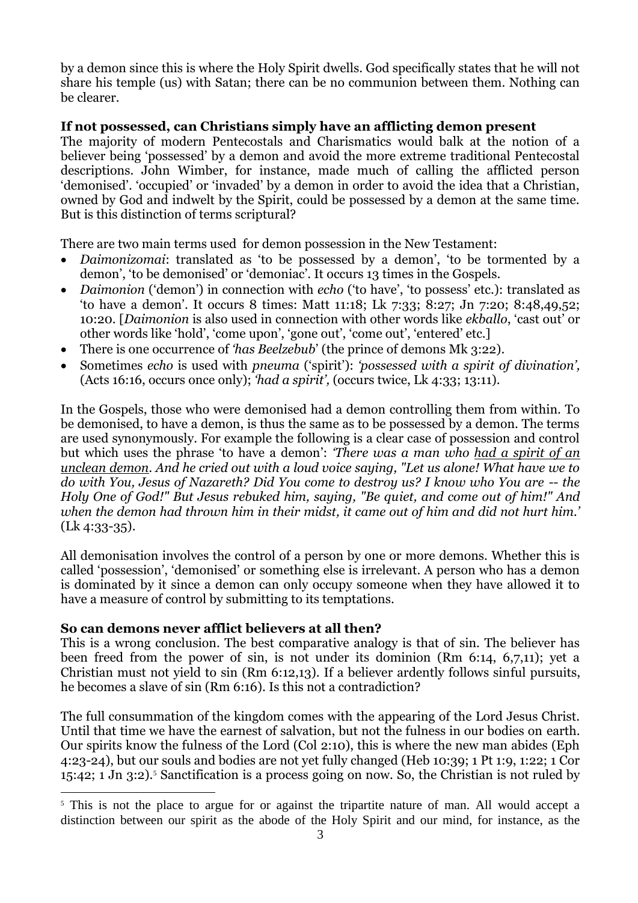by a demon since this is where the Holy Spirit dwells. God specifically states that he will not share his temple (us) with Satan; there can be no communion between them. Nothing can be clearer.

**If not possessed, can Christians simply have an afflicting demon present**

The majority of modern Pentecostals and Charismatics would balk at the notion of a believer being 'possessed' by a demon and avoid the more extreme traditional Pentecostal descriptions. John Wimber, for instance, made much of calling the afflicted person 'demonised'. 'occupied' or 'invaded' by a demon in order to avoid the idea that a Christian, owned by God and indwelt by the Spirit, could be possessed by a demon at the same time. But is this distinction of terms scriptural?

There are two main terms used for demon possession in the New Testament:

- *Daimonizomai*: translated as 'to be possessed by a demon', 'to be tormented by a demon', 'to be demonised' or 'demoniac'. It occurs 13 times in the Gospels.
- *Daimonion* ('demon') in connection with *echo* ('to have', 'to possess' etc.): translated as 'to have a demon'. It occurs 8 times: Matt 11:18; Lk 7:33; 8:27; Jn 7:20; 8:48,49,52; 10:20. [*Daimonion* is also used in connection with other words like *ekballo*, 'cast out' or other words like 'hold', 'come upon', 'gone out', 'come out', 'entered' etc.]
- There is one occurrence of *'has Beelzebub*' (the prince of demons Mk 3:22).
- Sometimes *echo* is used with *pneuma* ('spirit'): *'possessed with a spirit of divination',* (Acts 16:16, occurs once only); *'had a spirit',* (occurs twice, Lk 4:33; 13:11).

In the Gospels, those who were demonised had a demon controlling them from within. To be demonised, to have a demon, is thus the same as to be possessed by a demon. The terms are used synonymously. For example the following is a clear case of possession and control but which uses the phrase 'to have a demon': *'There was a man who <u>had a spirit of an unclean demon</u>. And he cried out with a loud voice saying, "Let us alone! What have we to do with You, Jesus of Nazareth? Did You come to destroy us? I know who You are -- the Holy One of God!" But Jesus rebuked him, saying, "Be quiet, and come out of him!" And when the demon had thrown him in their midst, it came out of him and did not hurt him.'* (Lk 4:33-35).

All demonisation involves the control of a person by one or more demons. Whether this is called 'possession', 'demonised' or something else is irrelevant. A person who has a demon is dominated by it since a demon can only occupy someone when they have allowed it to have a measure of control by submitting to its temptations.

**So can demons never afflict believers at all then?**

This is a wrong conclusion. The best comparative analogy is that of sin. The believer has been freed from the power of sin, is not under its dominion (Rm 6:14, 6,7,11); yet a Christian must not yield to sin (Rm 6:12,13). If a believer ardently follows sinful pursuits, he becomes a slave of sin (Rm 6:16). Is this not a contradiction?

The full consummation of the kingdom comes with the appearing of the Lord Jesus Christ. Until that time we have the earnest of salvation, but not the fulness in our bodies on earth. Our spirits know the fulness of the Lord (Col 2:10), this is where the new man abides (Eph 4:23-24), but our souls and bodies are not yet fully changed (Heb 10:39; 1 Pt 1:9, 1:22; 1 Cor 15:42; 1 Jn 3:2).[5] Sanctification is a process going on now. So, the Christian is not ruled by

[5] This is not the place to argue for or against the tripartite nature of man. All would accept a distinction between our spirit as the abode of the Holy Spirit and our mind, for instance, as the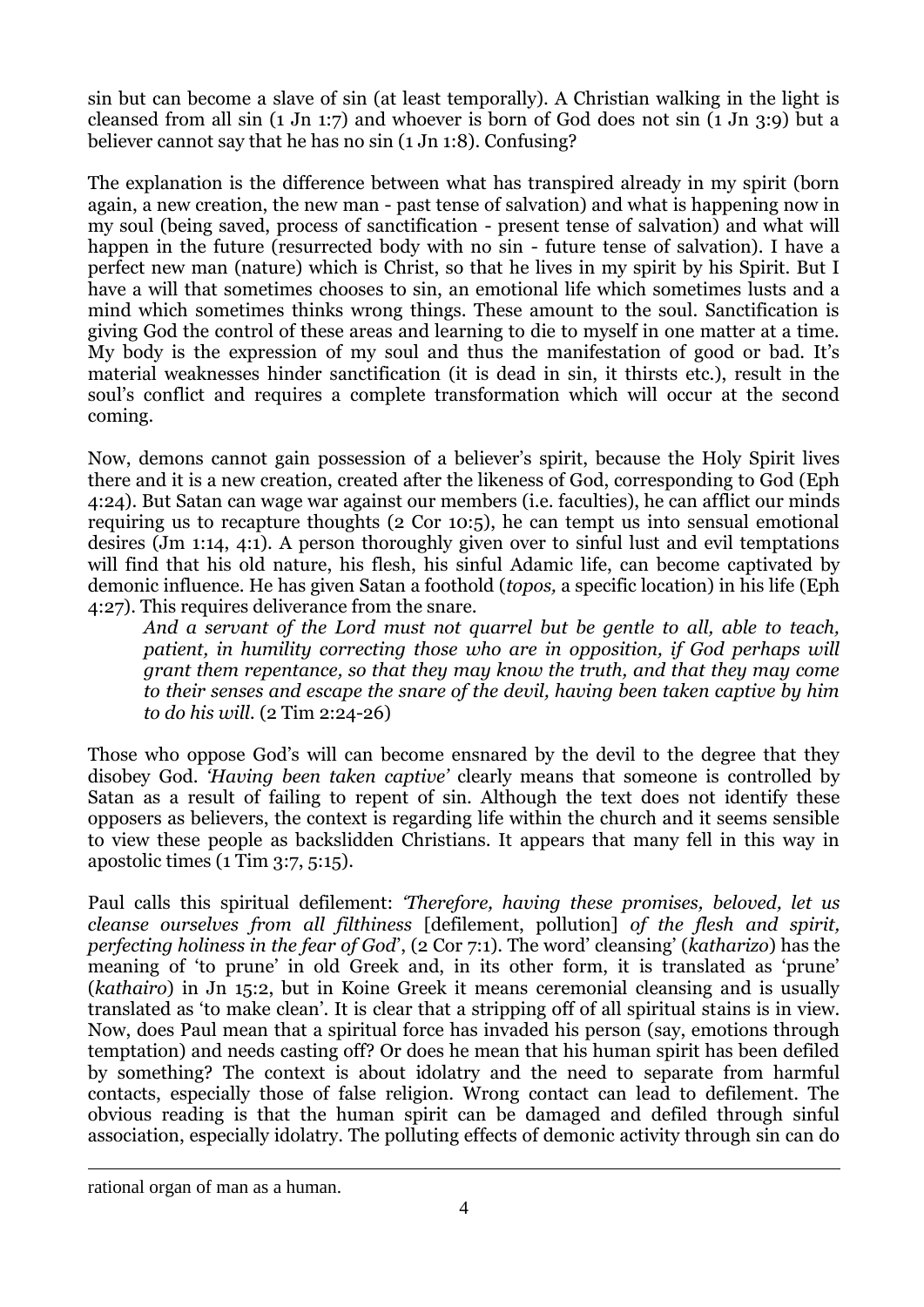sin but can become a slave of sin (at least temporally). A Christian walking in the light is cleansed from all sin (1 Jn 1:7) and whoever is born of God does not sin (1 Jn 3:9) but a believer cannot say that he has no sin (1 Jn 1:8). Confusing?

The explanation is the difference between what has transpired already in my spirit (born again, a new creation, the new man - past tense of salvation) and what is happening now in my soul (being saved, process of sanctification - present tense of salvation) and what will happen in the future (resurrected body with no sin - future tense of salvation). I have a perfect new man (nature) which is Christ, so that he lives in my spirit by his Spirit. But I have a will that sometimes chooses to sin, an emotional life which sometimes lusts and a mind which sometimes thinks wrong things. These amount to the soul. Sanctification is giving God the control of these areas and learning to die to myself in one matter at a time. My body is the expression of my soul and thus the manifestation of good or bad. It's material weaknesses hinder sanctification (it is dead in sin, it thirsts etc.), result in the soul's conflict and requires a complete transformation which will occur at the second coming.

Now, demons cannot gain possession of a believer's spirit, because the Holy Spirit lives there and it is a new creation, created after the likeness of God, corresponding to God (Eph 4:24). But Satan can wage war against our members (i.e. faculties), he can afflict our minds requiring us to recapture thoughts (2 Cor 10:5), he can tempt us into sensual emotional desires (Jm 1:14, 4:1). A person thoroughly given over to sinful lust and evil temptations will find that his old nature, his flesh, his sinful Adamic life, can become captivated by demonic influence. He has given Satan a foothold (*topos,* a specific location) in his life (Eph 4:27). This requires deliverance from the snare.

> *And a servant of the Lord must not quarrel but be gentle to all, able to teach, patient, in humility correcting those who are in opposition, if God perhaps will grant them repentance, so that they may know the truth, and that they may come to their senses and escape the snare of the devil, having been taken captive by him to do his will*. (2 Tim 2:24-26)

Those who oppose God's will can become ensnared by the devil to the degree that they disobey God. *'Having been taken captive'* clearly means that someone is controlled by Satan as a result of failing to repent of sin. Although the text does not identify these opposers as believers, the context is regarding life within the church and it seems sensible to view these people as backslidden Christians. It appears that many fell in this way in apostolic times (1 Tim 3:7, 5:15).

Paul calls this spiritual defilement: *'Therefore, having these promises, beloved, let us cleanse ourselves from all filthiness* [defilement, pollution] *of the flesh and spirit, perfecting holiness in the fear of God*', (2 Cor 7:1). The word' cleansing' (*katharizo*) has the meaning of 'to prune' in old Greek and, in its other form, it is translated as 'prune' (*kathairo*) in Jn 15:2, but in Koine Greek it means ceremonial cleansing and is usually translated as 'to make clean'. It is clear that a stripping off of all spiritual stains is in view. Now, does Paul mean that a spiritual force has invaded his person (say, emotions through temptation) and needs casting off? Or does he mean that his human spirit has been defiled by something? The context is about idolatry and the need to separate from harmful contacts, especially those of false religion. Wrong contact can lead to defilement. The obvious reading is that the human spirit can be damaged and defiled through sinful association, especially idolatry. The polluting effects of demonic activity through sin can do

---

rational organ of man as a human.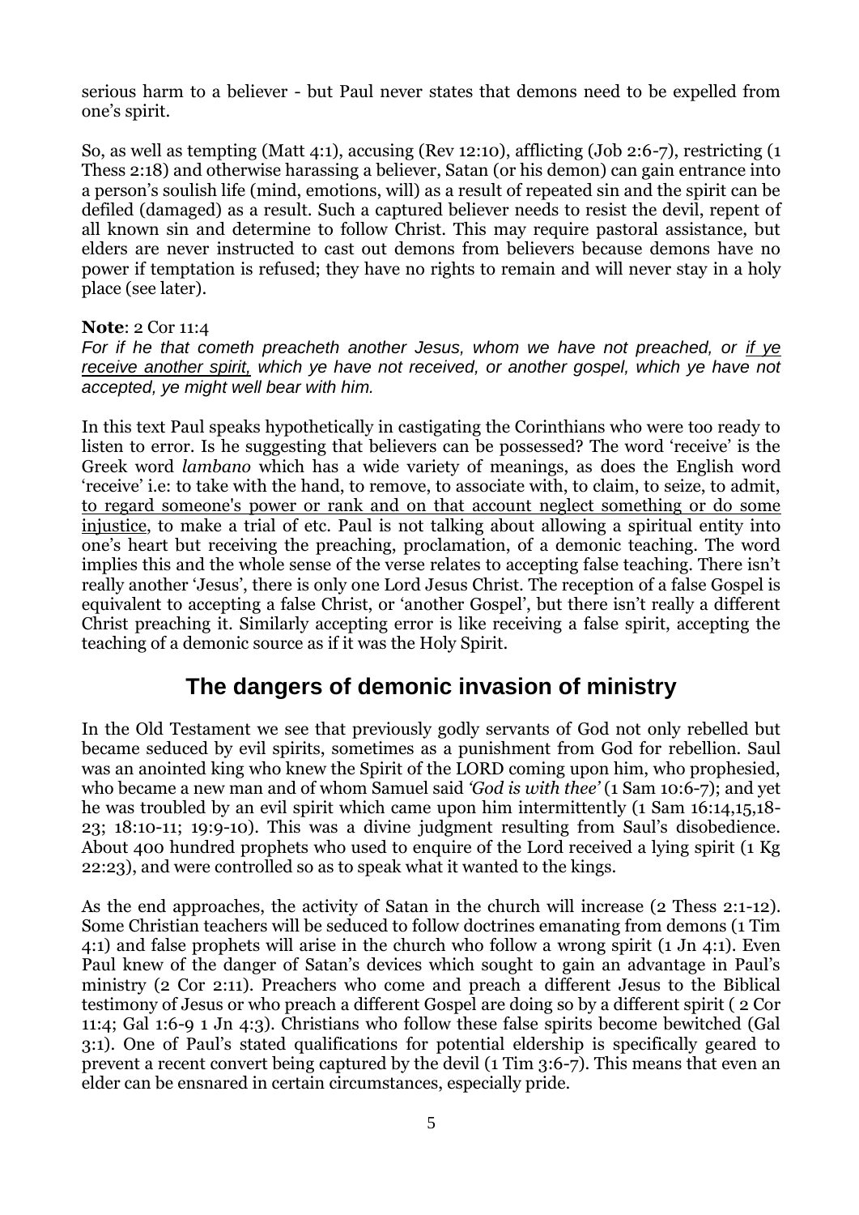serious harm to a believer - but Paul never states that demons need to be expelled from one's spirit.

So, as well as tempting (Matt 4:1), accusing (Rev 12:10), afflicting (Job 2:6-7), restricting (1 Thess 2:18) and otherwise harassing a believer, Satan (or his demon) can gain entrance into a person's soulish life (mind, emotions, will) as a result of repeated sin and the spirit can be defiled (damaged) as a result. Such a captured believer needs to resist the devil, repent of all known sin and determine to follow Christ. This may require pastoral assistance, but elders are never instructed to cast out demons from believers because demons have no power if temptation is refused; they have no rights to remain and will never stay in a holy place (see later).

**Note**: 2 Cor 11:4

*For if he that cometh preacheth another Jesus, whom we have not preached, or <u>if ye receive another spirit,</u> which ye have not received, or another gospel, which ye have not accepted, ye might well bear with him.*

In this text Paul speaks hypothetically in castigating the Corinthians who were too ready to listen to error. Is he suggesting that believers can be possessed? The word 'receive' is the Greek word *lambano* which has a wide variety of meanings, as does the English word 'receive' i.e: to take with the hand, to remove, to associate with, to claim, to seize, to admit, <u>to regard someone's power or rank and on that account neglect something or do some injustice</u>, to make a trial of etc. Paul is not talking about allowing a spiritual entity into one's heart but receiving the preaching, proclamation, of a demonic teaching. The word implies this and the whole sense of the verse relates to accepting false teaching. There isn't really another 'Jesus', there is only one Lord Jesus Christ. The reception of a false Gospel is equivalent to accepting a false Christ, or 'another Gospel', but there isn't really a different Christ preaching it. Similarly accepting error is like receiving a false spirit, accepting the teaching of a demonic source as if it was the Holy Spirit.

## The dangers of demonic invasion of ministry

In the Old Testament we see that previously godly servants of God not only rebelled but became seduced by evil spirits, sometimes as a punishment from God for rebellion. Saul was an anointed king who knew the Spirit of the LORD coming upon him, who prophesied, who became a new man and of whom Samuel said *'God is with thee'* (1 Sam 10:6-7); and yet he was troubled by an evil spirit which came upon him intermittently (1 Sam 16:14,15,18-23; 18:10-11; 19:9-10). This was a divine judgment resulting from Saul's disobedience. About 400 hundred prophets who used to enquire of the Lord received a lying spirit (1 Kg 22:23), and were controlled so as to speak what it wanted to the kings.

As the end approaches, the activity of Satan in the church will increase (2 Thess 2:1-12). Some Christian teachers will be seduced to follow doctrines emanating from demons (1 Tim 4:1) and false prophets will arise in the church who follow a wrong spirit (1 Jn 4:1). Even Paul knew of the danger of Satan's devices which sought to gain an advantage in Paul's ministry (2 Cor 2:11). Preachers who come and preach a different Jesus to the Biblical testimony of Jesus or who preach a different Gospel are doing so by a different spirit ( 2 Cor 11:4; Gal 1:6-9 1 Jn 4:3). Christians who follow these false spirits become bewitched (Gal 3:1). One of Paul's stated qualifications for potential eldership is specifically geared to prevent a recent convert being captured by the devil (1 Tim 3:6-7). This means that even an elder can be ensnared in certain circumstances, especially pride.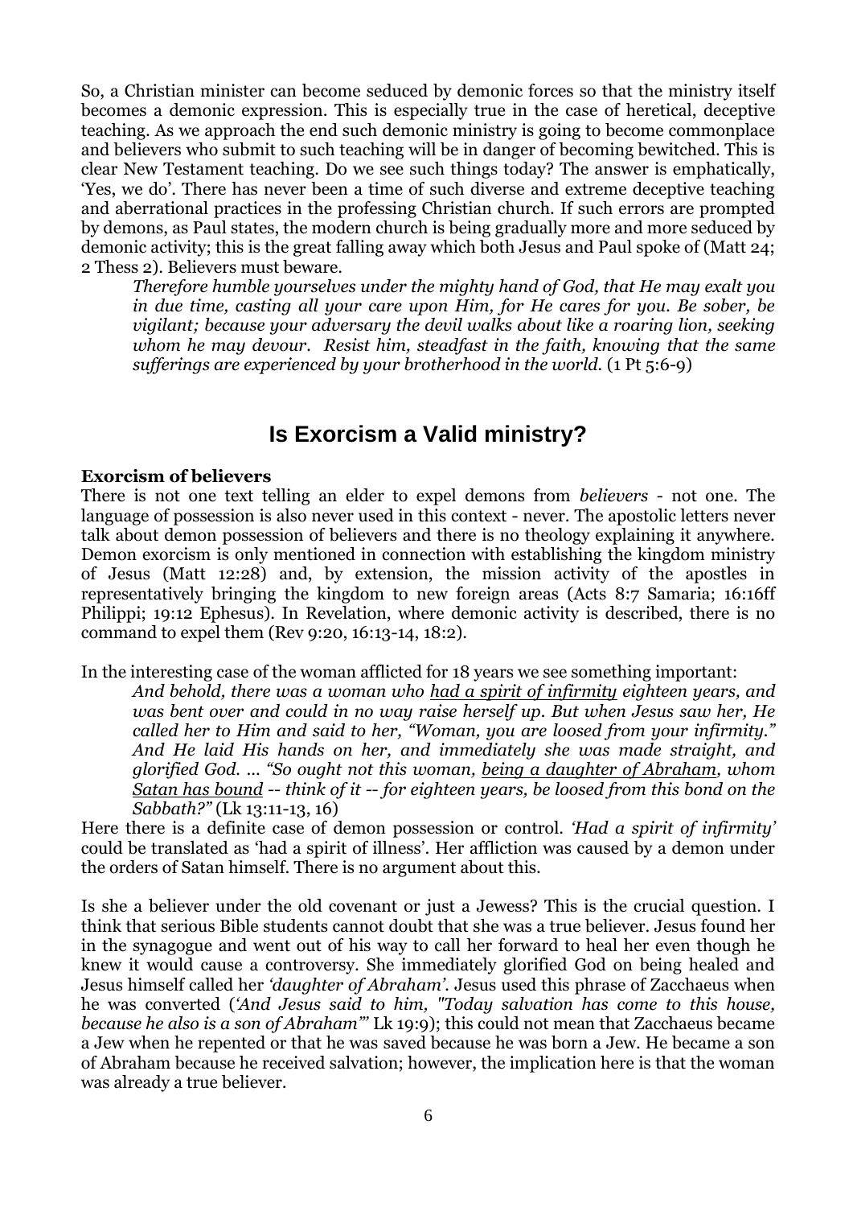So, a Christian minister can become seduced by demonic forces so that the ministry itself becomes a demonic expression. This is especially true in the case of heretical, deceptive teaching. As we approach the end such demonic ministry is going to become commonplace and believers who submit to such teaching will be in danger of becoming bewitched. This is clear New Testament teaching. Do we see such things today? The answer is emphatically, 'Yes, we do'. There has never been a time of such diverse and extreme deceptive teaching and aberrational practices in the professing Christian church. If such errors are prompted by demons, as Paul states, the modern church is being gradually more and more seduced by demonic activity; this is the great falling away which both Jesus and Paul spoke of (Matt 24; 2 Thess 2). Believers must beware.

> *Therefore humble yourselves under the mighty hand of God, that He may exalt you in due time, casting all your care upon Him, for He cares for you. Be sober, be vigilant; because your adversary the devil walks about like a roaring lion, seeking whom he may devour. Resist him, steadfast in the faith, knowing that the same sufferings are experienced by your brotherhood in the world.* (1 Pt 5:6-9)

## Is Exorcism a Valid ministry?

**Exorcism of believers**

There is not one text telling an elder to expel demons from *believers* - not one. The language of possession is also never used in this context - never. The apostolic letters never talk about demon possession of believers and there is no theology explaining it anywhere. Demon exorcism is only mentioned in connection with establishing the kingdom ministry of Jesus (Matt 12:28) and, by extension, the mission activity of the apostles in representatively bringing the kingdom to new foreign areas (Acts 8:7 Samaria; 16:16ff Philippi; 19:12 Ephesus). In Revelation, where demonic activity is described, there is no command to expel them (Rev 9:20, 16:13-14, 18:2).

In the interesting case of the woman afflicted for 18 years we see something important:

> *And behold, there was a woman who <u>had a spirit of infirmity</u> eighteen years, and was bent over and could in no way raise herself up. But when Jesus saw her, He called her to Him and said to her, "Woman, you are loosed from your infirmity." And He laid His hands on her, and immediately she was made straight, and glorified God. ... "So ought not this woman, <u>being a daughter of Abraham</u>, whom <u>Satan has bound</u> -- think of it -- for eighteen years, be loosed from this bond on the Sabbath?"* (Lk 13:11-13, 16)

Here there is a definite case of demon possession or control. *'Had a spirit of infirmity'* could be translated as 'had a spirit of illness'. Her affliction was caused by a demon under the orders of Satan himself. There is no argument about this.

Is she a believer under the old covenant or just a Jewess? This is the crucial question. I think that serious Bible students cannot doubt that she was a true believer. Jesus found her in the synagogue and went out of his way to call her forward to heal her even though he knew it would cause a controversy. She immediately glorified God on being healed and Jesus himself called her *'daughter of Abraham'*. Jesus used this phrase of Zacchaeus when he was converted (*'And Jesus said to him, "Today salvation has come to this house, because he also is a son of Abraham"'* Lk 19:9); this could not mean that Zacchaeus became a Jew when he repented or that he was saved because he was born a Jew. He became a son of Abraham because he received salvation; however, the implication here is that the woman was already a true believer.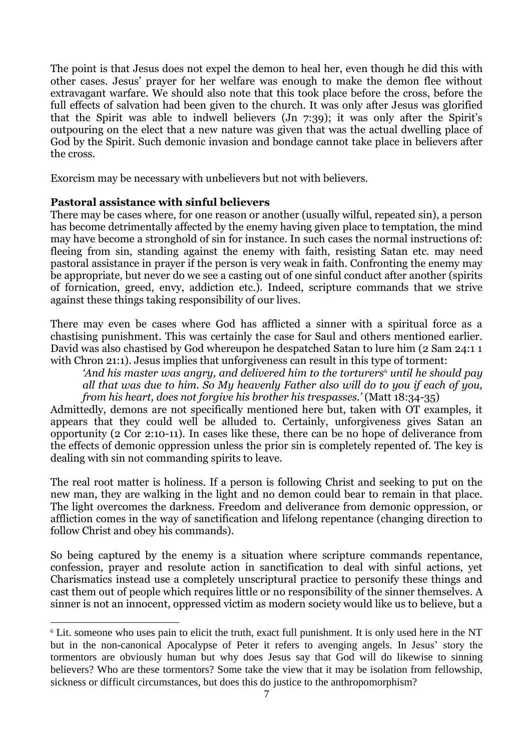The point is that Jesus does not expel the demon to heal her, even though he did this with other cases. Jesus' prayer for her welfare was enough to make the demon flee without extravagant warfare. We should also note that this took place before the cross, before the full effects of salvation had been given to the church. It was only after Jesus was glorified that the Spirit was able to indwell believers (Jn 7:39); it was only after the Spirit's outpouring on the elect that a new nature was given that was the actual dwelling place of God by the Spirit. Such demonic invasion and bondage cannot take place in believers after the cross.

Exorcism may be necessary with unbelievers but not with believers.

**Pastoral assistance with sinful believers**

There may be cases where, for one reason or another (usually wilful, repeated sin), a person has become detrimentally affected by the enemy having given place to temptation, the mind may have become a stronghold of sin for instance. In such cases the normal instructions of: fleeing from sin, standing against the enemy with faith, resisting Satan etc. may need pastoral assistance in prayer if the person is very weak in faith. Confronting the enemy may be appropriate, but never do we see a casting out of one sinful conduct after another (spirits of fornication, greed, envy, addiction etc.). Indeed, scripture commands that we strive against these things taking responsibility of our lives.

There may even be cases where God has afflicted a sinner with a spiritual force as a chastising punishment. This was certainly the case for Saul and others mentioned earlier. David was also chastised by God whereupon he despatched Satan to lure him (2 Sam 24:1 1 with Chron 21:1). Jesus implies that unforgiveness can result in this type of torment:

> *'And his master was angry, and delivered him to the torturers[6] until he should pay all that was due to him. So My heavenly Father also will do to you if each of you, from his heart, does not forgive his brother his trespasses.'* (Matt 18:34-35)

Admittedly, demons are not specifically mentioned here but, taken with OT examples, it appears that they could well be alluded to. Certainly, unforgiveness gives Satan an opportunity (2 Cor 2:10-11). In cases like these, there can be no hope of deliverance from the effects of demonic oppression unless the prior sin is completely repented of. The key is dealing with sin not commanding spirits to leave.

The real root matter is holiness. If a person is following Christ and seeking to put on the new man, they are walking in the light and no demon could bear to remain in that place. The light overcomes the darkness. Freedom and deliverance from demonic oppression, or affliction comes in the way of sanctification and lifelong repentance (changing direction to follow Christ and obey his commands).

So being captured by the enemy is a situation where scripture commands repentance, confession, prayer and resolute action in sanctification to deal with sinful actions, yet Charismatics instead use a completely unscriptural practice to personify these things and cast them out of people which requires little or no responsibility of the sinner themselves. A sinner is not an innocent, oppressed victim as modern society would like us to believe, but a

---

[6] Lit. someone who uses pain to elicit the truth, exact full punishment. It is only used here in the NT but in the non-canonical Apocalypse of Peter it refers to avenging angels. In Jesus' story the tormentors are obviously human but why does Jesus say that God will do likewise to sinning believers? Who are these tormentors? Some take the view that it may be isolation from fellowship, sickness or difficult circumstances, but does this do justice to the anthropomorphism?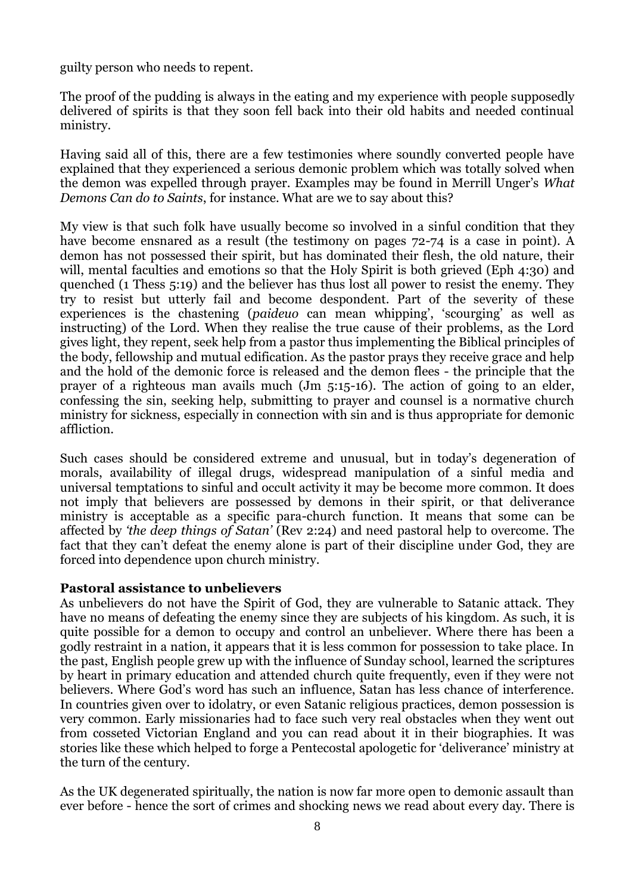guilty person who needs to repent.

The proof of the pudding is always in the eating and my experience with people supposedly delivered of spirits is that they soon fell back into their old habits and needed continual ministry.

Having said all of this, there are a few testimonies where soundly converted people have explained that they experienced a serious demonic problem which was totally solved when the demon was expelled through prayer. Examples may be found in Merrill Unger's *What Demons Can do to Saints*, for instance. What are we to say about this?

My view is that such folk have usually become so involved in a sinful condition that they have become ensnared as a result (the testimony on pages 72-74 is a case in point). A demon has not possessed their spirit, but has dominated their flesh, the old nature, their will, mental faculties and emotions so that the Holy Spirit is both grieved (Eph 4:30) and quenched (1 Thess 5:19) and the believer has thus lost all power to resist the enemy. They try to resist but utterly fail and become despondent. Part of the severity of these experiences is the chastening (*paideuo* can mean whipping', 'scourging' as well as instructing) of the Lord. When they realise the true cause of their problems, as the Lord gives light, they repent, seek help from a pastor thus implementing the Biblical principles of the body, fellowship and mutual edification. As the pastor prays they receive grace and help and the hold of the demonic force is released and the demon flees - the principle that the prayer of a righteous man avails much (Jm 5:15-16). The action of going to an elder, confessing the sin, seeking help, submitting to prayer and counsel is a normative church ministry for sickness, especially in connection with sin and is thus appropriate for demonic affliction.

Such cases should be considered extreme and unusual, but in today's degeneration of morals, availability of illegal drugs, widespread manipulation of a sinful media and universal temptations to sinful and occult activity it may be become more common. It does not imply that believers are possessed by demons in their spirit, or that deliverance ministry is acceptable as a specific para-church function. It means that some can be affected by *'the deep things of Satan'* (Rev 2:24) and need pastoral help to overcome. The fact that they can't defeat the enemy alone is part of their discipline under God, they are forced into dependence upon church ministry.

**Pastoral assistance to unbelievers**

As unbelievers do not have the Spirit of God, they are vulnerable to Satanic attack. They have no means of defeating the enemy since they are subjects of his kingdom. As such, it is quite possible for a demon to occupy and control an unbeliever. Where there has been a godly restraint in a nation, it appears that it is less common for possession to take place. In the past, English people grew up with the influence of Sunday school, learned the scriptures by heart in primary education and attended church quite frequently, even if they were not believers. Where God's word has such an influence, Satan has less chance of interference. In countries given over to idolatry, or even Satanic religious practices, demon possession is very common. Early missionaries had to face such very real obstacles when they went out from cosseted Victorian England and you can read about it in their biographies. It was stories like these which helped to forge a Pentecostal apologetic for 'deliverance' ministry at the turn of the century.

As the UK degenerated spiritually, the nation is now far more open to demonic assault than ever before - hence the sort of crimes and shocking news we read about every day. There is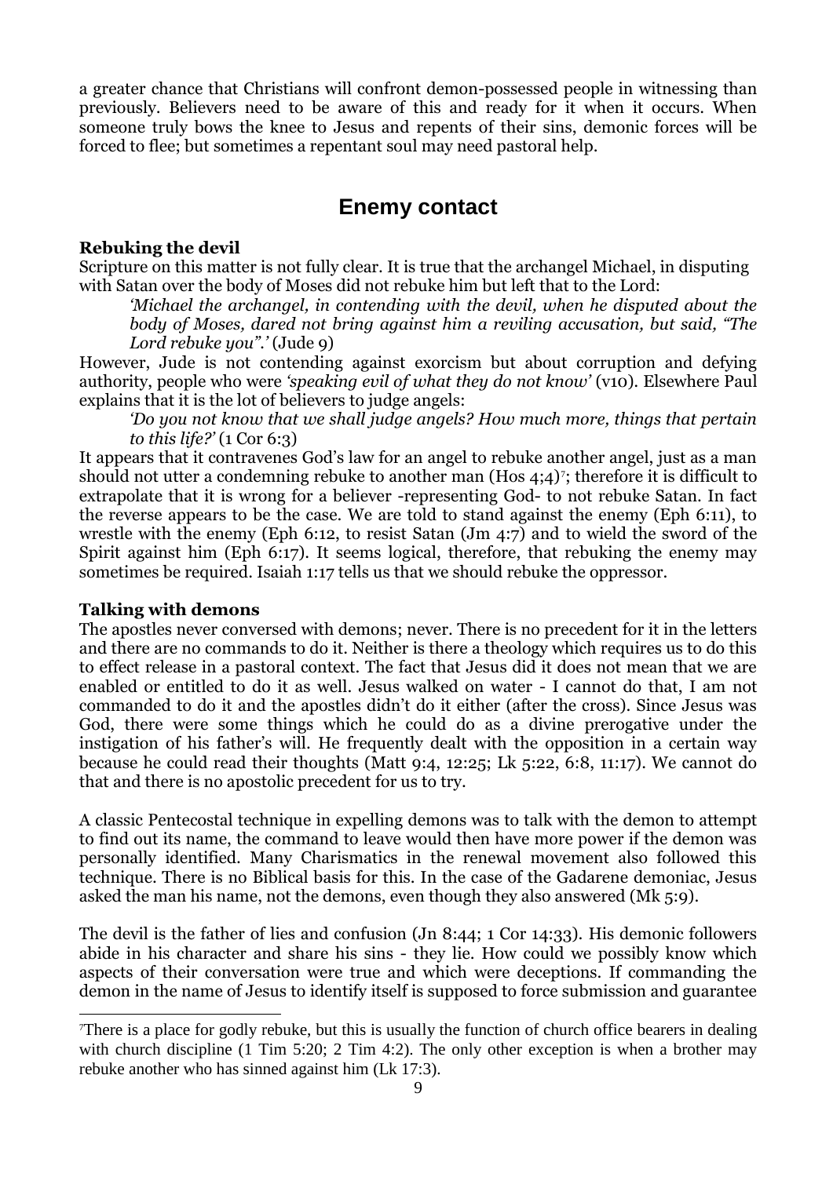a greater chance that Christians will confront demon-possessed people in witnessing than previously. Believers need to be aware of this and ready for it when it occurs. When someone truly bows the knee to Jesus and repents of their sins, demonic forces will be forced to flee; but sometimes a repentant soul may need pastoral help.

## Enemy contact

**Rebuking the devil**

Scripture on this matter is not fully clear. It is true that the archangel Michael, in disputing with Satan over the body of Moses did not rebuke him but left that to the Lord:

> *'Michael the archangel, in contending with the devil, when he disputed about the body of Moses, dared not bring against him a reviling accusation, but said, "The Lord rebuke you".'* (Jude 9)

However, Jude is not contending against exorcism but about corruption and defying authority, people who were *'speaking evil of what they do not know'* (v10). Elsewhere Paul explains that it is the lot of believers to judge angels:

> *'Do you not know that we shall judge angels? How much more, things that pertain to this life?'* (1 Cor 6:3)

It appears that it contravenes God's law for an angel to rebuke another angel, just as a man should not utter a condemning rebuke to another man (Hos 4;4)[7]; therefore it is difficult to extrapolate that it is wrong for a believer -representing God- to not rebuke Satan. In fact the reverse appears to be the case. We are told to stand against the enemy (Eph 6:11), to wrestle with the enemy (Eph 6:12, to resist Satan (Jm 4:7) and to wield the sword of the Spirit against him (Eph 6:17). It seems logical, therefore, that rebuking the enemy may sometimes be required. Isaiah 1:17 tells us that we should rebuke the oppressor.

**Talking with demons**

The apostles never conversed with demons; never. There is no precedent for it in the letters and there are no commands to do it. Neither is there a theology which requires us to do this to effect release in a pastoral context. The fact that Jesus did it does not mean that we are enabled or entitled to do it as well. Jesus walked on water - I cannot do that, I am not commanded to do it and the apostles didn't do it either (after the cross). Since Jesus was God, there were some things which he could do as a divine prerogative under the instigation of his father's will. He frequently dealt with the opposition in a certain way because he could read their thoughts (Matt 9:4, 12:25; Lk 5:22, 6:8, 11:17). We cannot do that and there is no apostolic precedent for us to try.

A classic Pentecostal technique in expelling demons was to talk with the demon to attempt to find out its name, the command to leave would then have more power if the demon was personally identified. Many Charismatics in the renewal movement also followed this technique. There is no Biblical basis for this. In the case of the Gadarene demoniac, Jesus asked the man his name, not the demons, even though they also answered (Mk 5:9).

The devil is the father of lies and confusion (Jn 8:44; 1 Cor 14:33). His demonic followers abide in his character and share his sins - they lie. How could we possibly know which aspects of their conversation were true and which were deceptions. If commanding the demon in the name of Jesus to identify itself is supposed to force submission and guarantee

---

[7] There is a place for godly rebuke, but this is usually the function of church office bearers in dealing with church discipline (1 Tim 5:20; 2 Tim 4:2). The only other exception is when a brother may rebuke another who has sinned against him (Lk 17:3).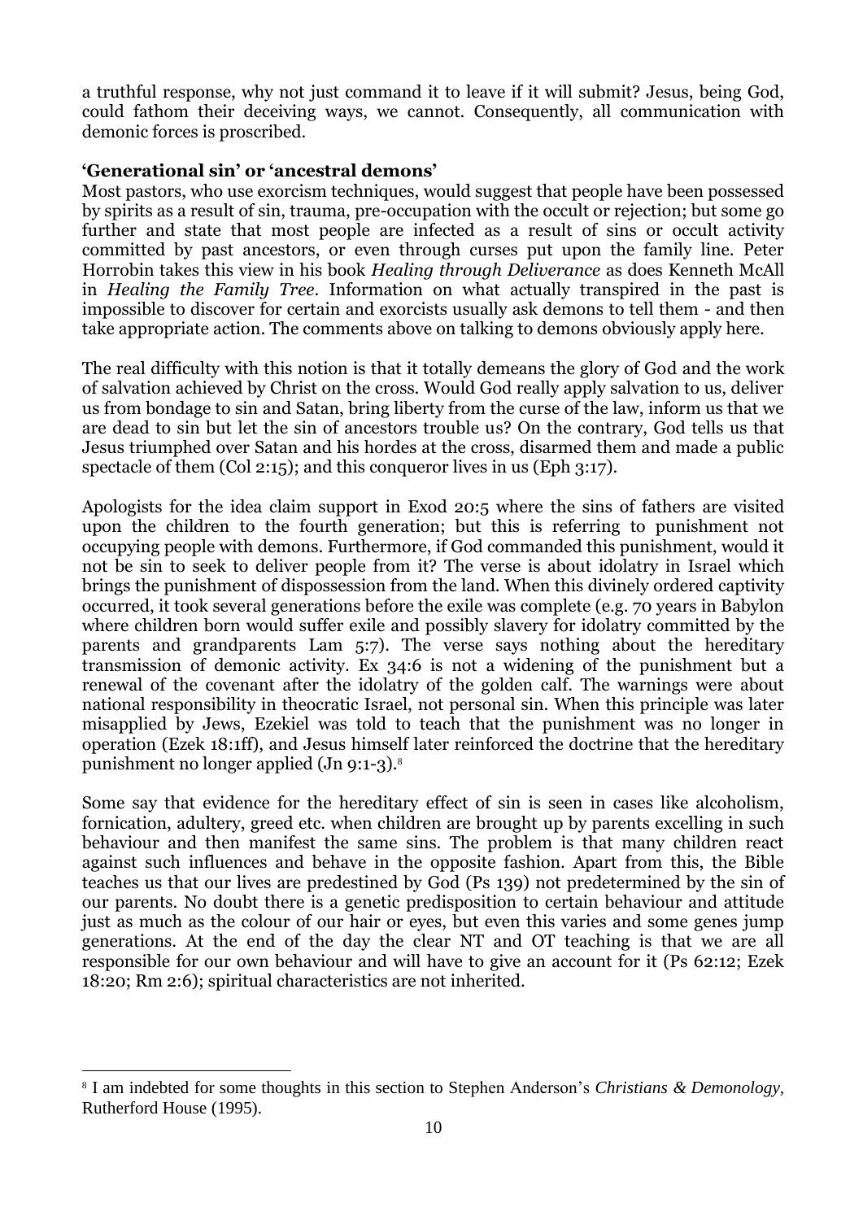a truthful response, why not just command it to leave if it will submit? Jesus, being God, could fathom their deceiving ways, we cannot. Consequently, all communication with demonic forces is proscribed.

**'Generational sin' or 'ancestral demons'**

Most pastors, who use exorcism techniques, would suggest that people have been possessed by spirits as a result of sin, trauma, pre-occupation with the occult or rejection; but some go further and state that most people are infected as a result of sins or occult activity committed by past ancestors, or even through curses put upon the family line. Peter Horrobin takes this view in his book *Healing through Deliverance* as does Kenneth McAll in *Healing the Family Tree*. Information on what actually transpired in the past is impossible to discover for certain and exorcists usually ask demons to tell them - and then take appropriate action. The comments above on talking to demons obviously apply here.

The real difficulty with this notion is that it totally demeans the glory of God and the work of salvation achieved by Christ on the cross. Would God really apply salvation to us, deliver us from bondage to sin and Satan, bring liberty from the curse of the law, inform us that we are dead to sin but let the sin of ancestors trouble us? On the contrary, God tells us that Jesus triumphed over Satan and his hordes at the cross, disarmed them and made a public spectacle of them (Col 2:15); and this conqueror lives in us (Eph 3:17).

Apologists for the idea claim support in Exod 20:5 where the sins of fathers are visited upon the children to the fourth generation; but this is referring to punishment not occupying people with demons. Furthermore, if God commanded this punishment, would it not be sin to seek to deliver people from it? The verse is about idolatry in Israel which brings the punishment of dispossession from the land. When this divinely ordered captivity occurred, it took several generations before the exile was complete (e.g. 70 years in Babylon where children born would suffer exile and possibly slavery for idolatry committed by the parents and grandparents Lam 5:7). The verse says nothing about the hereditary transmission of demonic activity. Ex 34:6 is not a widening of the punishment but a renewal of the covenant after the idolatry of the golden calf. The warnings were about national responsibility in theocratic Israel, not personal sin. When this principle was later misapplied by Jews, Ezekiel was told to teach that the punishment was no longer in operation (Ezek 18:1ff), and Jesus himself later reinforced the doctrine that the hereditary punishment no longer applied (Jn 9:1-3).[8]

Some say that evidence for the hereditary effect of sin is seen in cases like alcoholism, fornication, adultery, greed etc. when children are brought up by parents excelling in such behaviour and then manifest the same sins. The problem is that many children react against such influences and behave in the opposite fashion. Apart from this, the Bible teaches us that our lives are predestined by God (Ps 139) not predetermined by the sin of our parents. No doubt there is a genetic predisposition to certain behaviour and attitude just as much as the colour of our hair or eyes, but even this varies and some genes jump generations. At the end of the day the clear NT and OT teaching is that we are all responsible for our own behaviour and will have to give an account for it (Ps 62:12; Ezek 18:20; Rm 2:6); spiritual characteristics are not inherited.

---

[8] I am indebted for some thoughts in this section to Stephen Anderson's *Christians & Demonology*, Rutherford House (1995).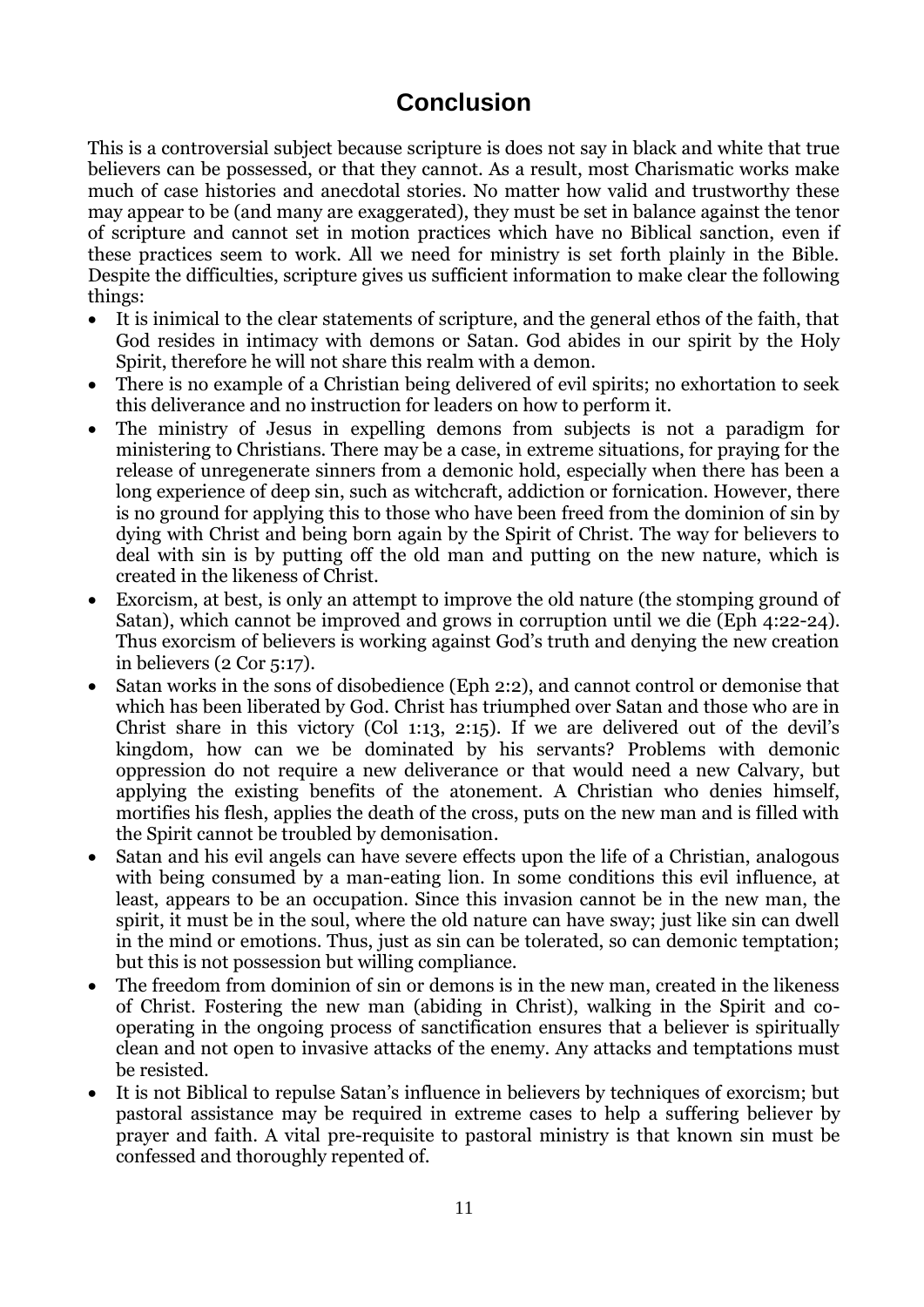# Conclusion

This is a controversial subject because scripture is does not say in black and white that true believers can be possessed, or that they cannot. As a result, most Charismatic works make much of case histories and anecdotal stories. No matter how valid and trustworthy these may appear to be (and many are exaggerated), they must be set in balance against the tenor of scripture and cannot set in motion practices which have no Biblical sanction, even if these practices seem to work. All we need for ministry is set forth plainly in the Bible. Despite the difficulties, scripture gives us sufficient information to make clear the following things:

- It is inimical to the clear statements of scripture, and the general ethos of the faith, that God resides in intimacy with demons or Satan. God abides in our spirit by the Holy Spirit, therefore he will not share this realm with a demon.
- There is no example of a Christian being delivered of evil spirits; no exhortation to seek this deliverance and no instruction for leaders on how to perform it.
- The ministry of Jesus in expelling demons from subjects is not a paradigm for ministering to Christians. There may be a case, in extreme situations, for praying for the release of unregenerate sinners from a demonic hold, especially when there has been a long experience of deep sin, such as witchcraft, addiction or fornication. However, there is no ground for applying this to those who have been freed from the dominion of sin by dying with Christ and being born again by the Spirit of Christ. The way for believers to deal with sin is by putting off the old man and putting on the new nature, which is created in the likeness of Christ.
- Exorcism, at best, is only an attempt to improve the old nature (the stomping ground of Satan), which cannot be improved and grows in corruption until we die (Eph 4:22-24). Thus exorcism of believers is working against God's truth and denying the new creation in believers (2 Cor 5:17).
- Satan works in the sons of disobedience (Eph 2:2), and cannot control or demonise that which has been liberated by God. Christ has triumphed over Satan and those who are in Christ share in this victory (Col 1:13, 2:15). If we are delivered out of the devil's kingdom, how can we be dominated by his servants? Problems with demonic oppression do not require a new deliverance or that would need a new Calvary, but applying the existing benefits of the atonement. A Christian who denies himself, mortifies his flesh, applies the death of the cross, puts on the new man and is filled with the Spirit cannot be troubled by demonisation.
- Satan and his evil angels can have severe effects upon the life of a Christian, analogous with being consumed by a man-eating lion. In some conditions this evil influence, at least, appears to be an occupation. Since this invasion cannot be in the new man, the spirit, it must be in the soul, where the old nature can have sway; just like sin can dwell in the mind or emotions. Thus, just as sin can be tolerated, so can demonic temptation; but this is not possession but willing compliance.
- The freedom from dominion of sin or demons is in the new man, created in the likeness of Christ. Fostering the new man (abiding in Christ), walking in the Spirit and co-operating in the ongoing process of sanctification ensures that a believer is spiritually clean and not open to invasive attacks of the enemy. Any attacks and temptations must be resisted.
- It is not Biblical to repulse Satan's influence in believers by techniques of exorcism; but pastoral assistance may be required in extreme cases to help a suffering believer by prayer and faith. A vital pre-requisite to pastoral ministry is that known sin must be confessed and thoroughly repented of.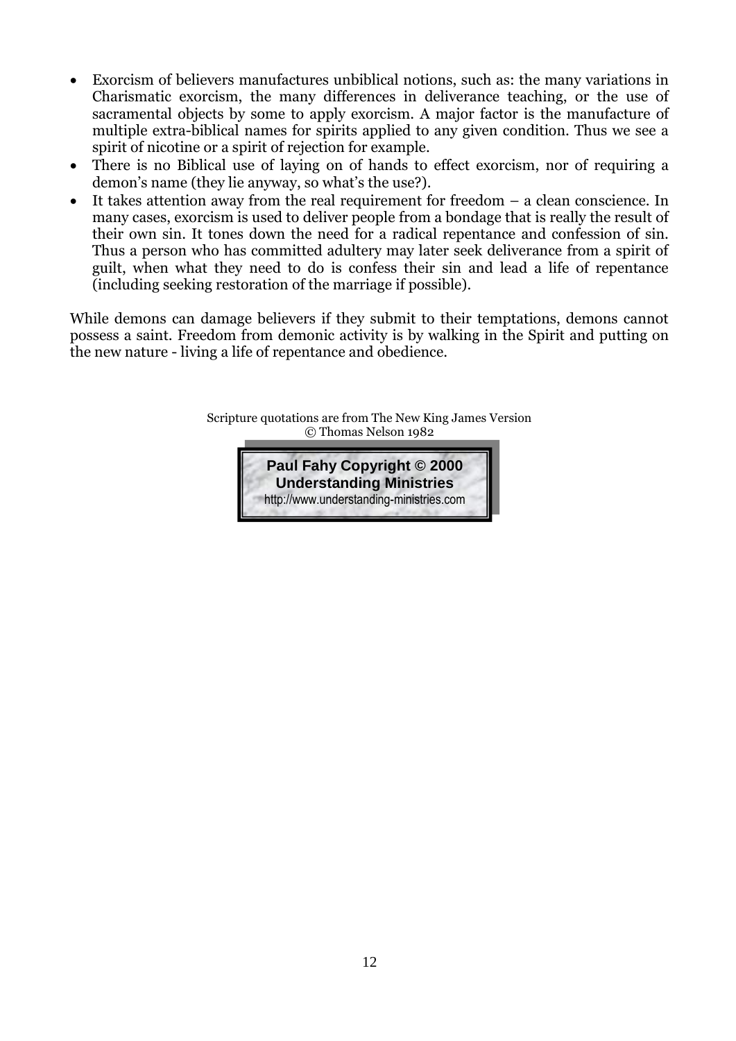- Exorcism of believers manufactures unbiblical notions, such as: the many variations in Charismatic exorcism, the many differences in deliverance teaching, or the use of sacramental objects by some to apply exorcism. A major factor is the manufacture of multiple extra-biblical names for spirits applied to any given condition. Thus we see a spirit of nicotine or a spirit of rejection for example.
- There is no Biblical use of laying on of hands to effect exorcism, nor of requiring a demon's name (they lie anyway, so what's the use?).
- It takes attention away from the real requirement for freedom – a clean conscience. In many cases, exorcism is used to deliver people from a bondage that is really the result of their own sin. It tones down the need for a radical repentance and confession of sin. Thus a person who has committed adultery may later seek deliverance from a spirit of guilt, when what they need to do is confess their sin and lead a life of repentance (including seeking restoration of the marriage if possible).

While demons can damage believers if they submit to their temptations, demons cannot possess a saint. Freedom from demonic activity is by walking in the Spirit and putting on the new nature - living a life of repentance and obedience.

Scripture quotations are from The New King James Version
© Thomas Nelson 1982

**Paul Fahy Copyright © 2000**
**Understanding Ministries**
http://www.understanding-ministries.com